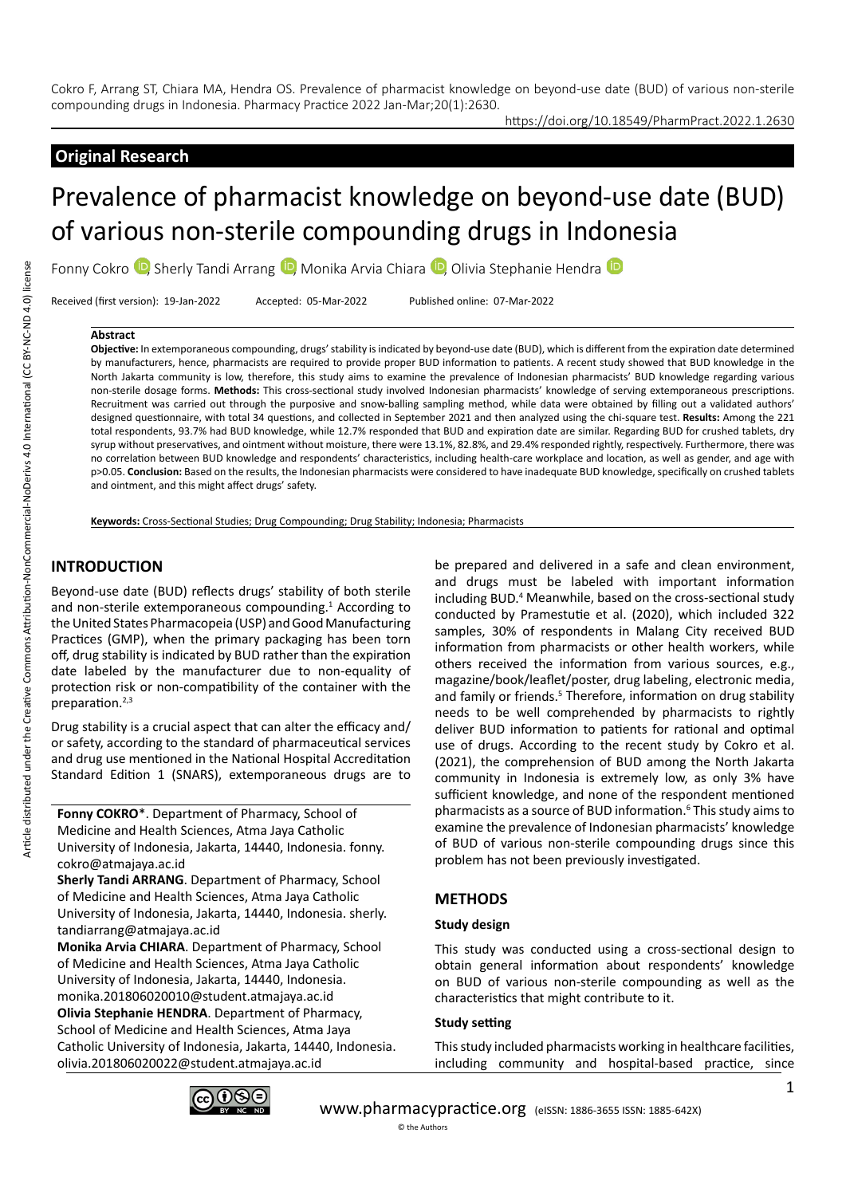Cokro F, Arrang ST, Chiara MA, Hendra OS. Prevalence of pharmacist knowledge on beyond-use date (BUD) of various non-sterile compounding drugs in Indonesia. Pharmacy Practice 2022 Jan-Mar;20(1):2630.

https://doi.org/10.18549/PharmPract.2022.1.2630

## Original Research

# Prevalence of pharmacist knowledge on beyond-use date (BUD) of various non-sterile compounding drugs in Indonesia

Fonny Cokro, Sherly Tandi Arrang, Monika Arvia Chiara, Olivia Stephanie Hendra

Received (first version): 19-Jan-2022 Accepted: 05-Mar-2022 Published online: 07-Mar-2022

### Abstract

**Objective:** In extemporaneous compounding, drugs' stability is indicated by beyond-use date (BUD), which is different from the expiration date determined by manufacturers, hence, pharmacists are required to provide proper BUD information to patients. A recent study showed that BUD knowledge in the North Jakarta community is low, therefore, this study aims to examine the prevalence of Indonesian pharmacists' BUD knowledge regarding various non-sterile dosage forms. **Methods:** This cross-sectional study involved Indonesian pharmacists' knowledge of serving extemporaneous prescriptions. Recruitment was carried out through the purposive and snow-balling sampling method, while data were obtained by filling out a validated authors' designed questionnaire, with total 34 questions, and collected in September 2021 and then analyzed using the chi-square test. **Results:** Among the 221 total respondents, 93.7% had BUD knowledge, while 12.7% responded that BUD and expiration date are similar. Regarding BUD for crushed tablets, dry syrup without preservatives, and ointment without moisture, there were 13.1%, 82.8%, and 29.4% responded rightly, respectively. Furthermore, there was no correlation between BUD knowledge and respondents' characteristics, including health-care workplace and location, as well as gender, and age with p>0.05. **Conclusion:** Based on the results, the Indonesian pharmacists were considered to have inadequate BUD knowledge, specifically on crushed tablets and ointment, and this might affect drugs' safety.

**Keywords:** Cross-Sectional Studies; Drug Compounding; Drug Stability; Indonesia; Pharmacists

## INTRODUCTION

Beyond-use date (BUD) reflects drugs' stability of both sterile and non-sterile extemporaneous compounding.[1] According to the United States Pharmacopeia (USP) and Good Manufacturing Practices (GMP), when the primary packaging has been torn off, drug stability is indicated by BUD rather than the expiration date labeled by the manufacturer due to non-equality of protection risk or non-compatibility of the container with the preparation.[2,3]

Drug stability is a crucial aspect that can alter the efficacy and/or safety, according to the standard of pharmaceutical services and drug use mentioned in the National Hospital Accreditation Standard Edition 1 (SNARS), extemporaneous drugs are to be prepared and delivered in a safe and clean environment, and drugs must be labeled with important information including BUD.[4] Meanwhile, based on the cross-sectional study conducted by Pramestutie et al. (2020), which included 322 samples, 30% of respondents in Malang City received BUD information from pharmacists or other health workers, while others received the information from various sources, e.g., magazine/book/leaflet/poster, drug labeling, electronic media, and family or friends.[5] Therefore, information on drug stability needs to be well comprehended by pharmacists to rightly deliver BUD information to patients for rational and optimal use of drugs. According to the recent study by Cokro et al. (2021), the comprehension of BUD among the North Jakarta community in Indonesia is extremely low, as only 3% have sufficient knowledge, and none of the respondent mentioned pharmacists as a source of BUD information.[6] This study aims to examine the prevalence of Indonesian pharmacists' knowledge of BUD of various non-sterile compounding drugs since this problem has not been previously investigated.

**Fonny COKRO***. Department of Pharmacy, School of Medicine and Health Sciences, Atma Jaya Catholic University of Indonesia, Jakarta, 14440, Indonesia. fonny.cokro@atmajaya.ac.id

**Sherly Tandi ARRANG**. Department of Pharmacy, School of Medicine and Health Sciences, Atma Jaya Catholic University of Indonesia, Jakarta, 14440, Indonesia. sherly.tandiarrang@atmajaya.ac.id

**Monika Arvia CHIARA**. Department of Pharmacy, School of Medicine and Health Sciences, Atma Jaya Catholic University of Indonesia, Jakarta, 14440, Indonesia. monika.201806020010@student.atmajaya.ac.id

**Olivia Stephanie HENDRA**. Department of Pharmacy, School of Medicine and Health Sciences, Atma Jaya Catholic University of Indonesia, Jakarta, 14440, Indonesia. olivia.201806020022@student.atmajaya.ac.id

## METHODS

### Study design

This study was conducted using a cross-sectional design to obtain general information about respondents' knowledge on BUD of various non-sterile compounding as well as the characteristics that might contribute to it.

### Study setting

This study included pharmacists working in healthcare facilities, including community and hospital-based practice, since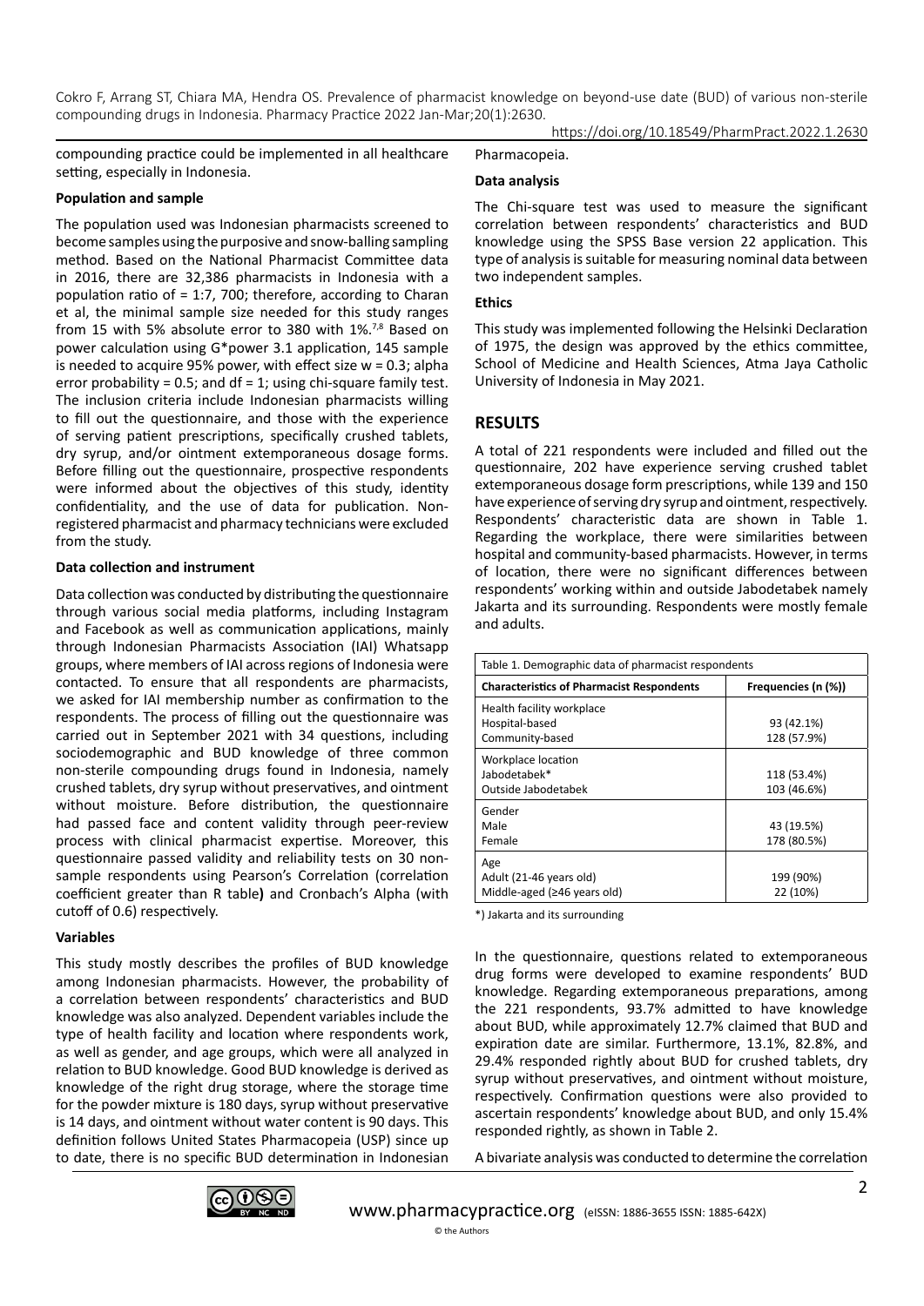compounding practice could be implemented in all healthcare setting, especially in Indonesia.

**Population and sample**

The population used was Indonesian pharmacists screened to become samples using the purposive and snow-balling sampling method. Based on the National Pharmacist Committee data in 2016, there are 32,386 pharmacists in Indonesia with a population ratio of = 1:7, 700; therefore, according to Charan et al, the minimal sample size needed for this study ranges from 15 with 5% absolute error to 380 with 1%.[7,8] Based on power calculation using G*power 3.1 application, 145 sample is needed to acquire 95% power, with effect size w = 0.3; alpha error probability = 0.5; and df = 1; using chi-square family test. The inclusion criteria include Indonesian pharmacists willing to fill out the questionnaire, and those with the experience of serving patient prescriptions, specifically crushed tablets, dry syrup, and/or ointment extemporaneous dosage forms. Before filling out the questionnaire, prospective respondents were informed about the objectives of this study, identity confidentiality, and the use of data for publication. Non-registered pharmacist and pharmacy technicians were excluded from the study.

**Data collection and instrument**

Data collection was conducted by distributing the questionnaire through various social media platforms, including Instagram and Facebook as well as communication applications, mainly through Indonesian Pharmacists Association (IAI) Whatsapp groups, where members of IAI across regions of Indonesia were contacted. To ensure that all respondents are pharmacists, we asked for IAI membership number as confirmation to the respondents. The process of filling out the questionnaire was carried out in September 2021 with 34 questions, including sociodemographic and BUD knowledge of three common non-sterile compounding drugs found in Indonesia, namely crushed tablets, dry syrup without preservatives, and ointment without moisture. Before distribution, the questionnaire had passed face and content validity through peer-review process with clinical pharmacist expertise. Moreover, this questionnaire passed validity and reliability tests on 30 non-sample respondents using Pearson's Correlation (correlation coefficient greater than R table**)** and Cronbach's Alpha (with cutoff of 0.6) respectively.

**Variables**

This study mostly describes the profiles of BUD knowledge among Indonesian pharmacists. However, the probability of a correlation between respondents' characteristics and BUD knowledge was also analyzed. Dependent variables include the type of health facility and location where respondents work, as well as gender, and age groups, which were all analyzed in relation to BUD knowledge. Good BUD knowledge is derived as knowledge of the right drug storage, where the storage time for the powder mixture is 180 days, syrup without preservative is 14 days, and ointment without water content is 90 days. This definition follows United States Pharmacopeia (USP) since up to date, there is no specific BUD determination in Indonesian Pharmacopeia.

**Data analysis**

The Chi-square test was used to measure the significant correlation between respondents' characteristics and BUD knowledge using the SPSS Base version 22 application. This type of analysis is suitable for measuring nominal data between two independent samples.

**Ethics**

This study was implemented following the Helsinki Declaration of 1975, the design was approved by the ethics committee, School of Medicine and Health Sciences, Atma Jaya Catholic University of Indonesia in May 2021.

## RESULTS

A total of 221 respondents were included and filled out the questionnaire, 202 have experience serving crushed tablet extemporaneous dosage form prescriptions, while 139 and 150 have experience of serving dry syrup and ointment, respectively. Respondents' characteristic data are shown in Table 1. Regarding the workplace, there were similarities between hospital and community-based pharmacists. However, in terms of location, there were no significant differences between respondents' working within and outside Jabodetabek namely Jakarta and its surrounding. Respondents were mostly female and adults.

Table 1. Demographic data of pharmacist respondents

| Characteristics of Pharmacist Respondents | Frequencies (n (%)) |
|---|---|
| Health facility workplace | |
| Hospital-based | 93 (42.1%) |
| Community-based | 128 (57.9%) |
| Workplace location | |
| Jabodetabek* | 118 (53.4%) |
| Outside Jabodetabek | 103 (46.6%) |
| Gender | |
| Male | 43 (19.5%) |
| Female | 178 (80.5%) |
| Age | |
| Adult (21-46 years old) | 199 (90%) |
| Middle-aged (≥46 years old) | 22 (10%) |

*) Jakarta and its surrounding

In the questionnaire, questions related to extemporaneous drug forms were developed to examine respondents' BUD knowledge. Regarding extemporaneous preparations, among the 221 respondents, 93.7% admitted to have knowledge about BUD, while approximately 12.7% claimed that BUD and expiration date are similar. Furthermore, 13.1%, 82.8%, and 29.4% responded rightly about BUD for crushed tablets, dry syrup without preservatives, and ointment without moisture, respectively. Confirmation questions were also provided to ascertain respondents' knowledge about BUD, and only 15.4% responded rightly, as shown in Table 2.

A bivariate analysis was conducted to determine the correlation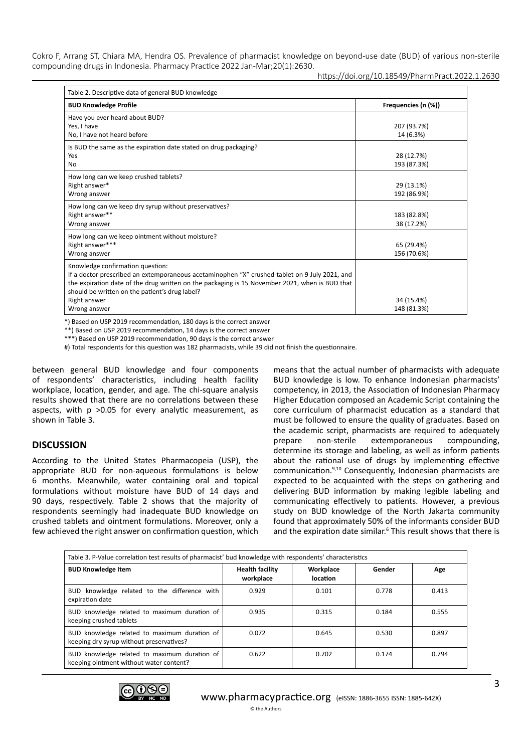| Table 2. Descriptive data of general BUD knowledge | |
|---|---|
| **BUD Knowledge Profile** | **Frequencies (n (%))** |
| Have you ever heard about BUD? | |
| Yes, I have | 207 (93.7%) |
| No, I have not heard before | 14 (6.3%) |
| Is BUD the same as the expiration date stated on drug packaging? | |
| Yes | 28 (12.7%) |
| No | 193 (87.3%) |
| How long can we keep crushed tablets? | |
| Right answer* | 29 (13.1%) |
| Wrong answer | 192 (86.9%) |
| How long can we keep dry syrup without preservatives? | |
| Right answer** | 183 (82.8%) |
| Wrong answer | 38 (17.2%) |
| How long can we keep ointment without moisture? | |
| Right answer*** | 65 (29.4%) |
| Wrong answer | 156 (70.6%) |
| Knowledge confirmation question: If a doctor prescribed an extemporaneous acetaminophen "X" crushed-tablet on 9 July 2021, and the expiration date of the drug written on the packaging is 15 November 2021, when is BUD that should be written on the patient's drug label? | |
| Right answer | 34 (15.4%) |
| Wrong answer | 148 (81.3%) |

*) Based on USP 2019 recommendation, 180 days is the correct answer

**) Based on USP 2019 recommendation, 14 days is the correct answer

***) Based on USP 2019 recommendation, 90 days is the correct answer

#) Total respondents for this question was 182 pharmacists, while 39 did not finish the questionnaire.

between general BUD knowledge and four components of respondents' characteristics, including health facility workplace, location, gender, and age. The chi-square analysis results showed that there are no correlations between these aspects, with p >0.05 for every analytic measurement, as shown in Table 3.

## DISCUSSION

According to the United States Pharmacopeia (USP), the appropriate BUD for non-aqueous formulations is below 6 months. Meanwhile, water containing oral and topical formulations without moisture have BUD of 14 days and 90 days, respectively. Table 2 shows that the majority of respondents seemingly had inadequate BUD knowledge on crushed tablets and ointment formulations. Moreover, only a few achieved the right answer on confirmation question, which means that the actual number of pharmacists with adequate BUD knowledge is low. To enhance Indonesian pharmacists' competency, in 2013, the Association of Indonesian Pharmacy Higher Education composed an Academic Script containing the core curriculum of pharmacist education as a standard that must be followed to ensure the quality of graduates. Based on the academic script, pharmacists are required to adequately prepare non-sterile extemporaneous compounding, determine its storage and labeling, as well as inform patients about the rational use of drugs by implementing effective communication.[9,10] Consequently, Indonesian pharmacists are expected to be acquainted with the steps on gathering and delivering BUD information by making legible labeling and communicating effectively to patients. However, a previous study on BUD knowledge of the North Jakarta community found that approximately 50% of the informants consider BUD and the expiration date similar.[6] This result shows that there is

| Table 3. P-Value correlation test results of pharmacist' bud knowledge with respondents' characteristics | | | | |
|---|---|---|---|---|
| **BUD Knowledge Item** | **Health facility workplace** | **Workplace location** | **Gender** | **Age** |
| BUD knowledge related to the difference with expiration date | 0.929 | 0.101 | 0.778 | 0.413 |
| BUD knowledge related to maximum duration of keeping crushed tablets | 0.935 | 0.315 | 0.184 | 0.555 |
| BUD knowledge related to maximum duration of keeping dry syrup without preservatives? | 0.072 | 0.645 | 0.530 | 0.897 |
| BUD knowledge related to maximum duration of keeping ointment without water content? | 0.622 | 0.702 | 0.174 | 0.794 |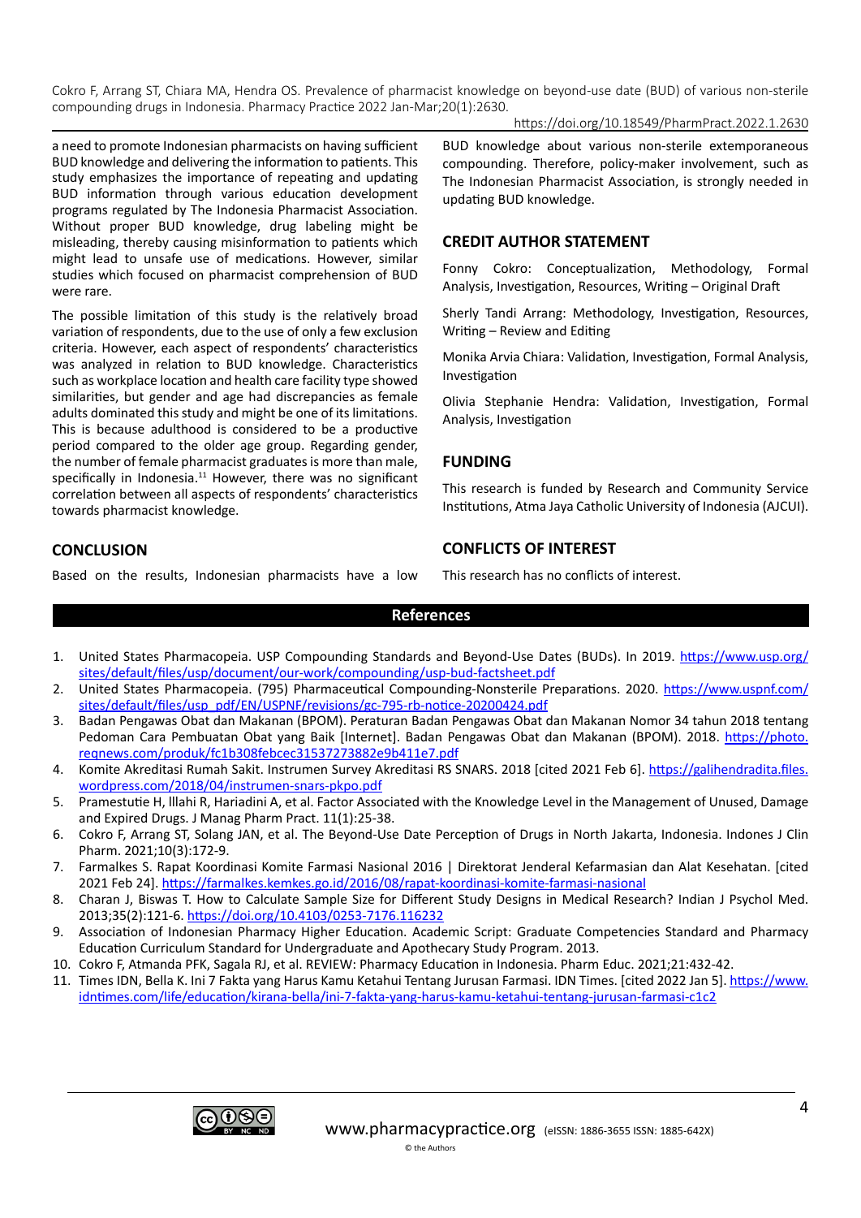a need to promote Indonesian pharmacists on having sufficient BUD knowledge and delivering the information to patients. This study emphasizes the importance of repeating and updating BUD information through various education development programs regulated by The Indonesia Pharmacist Association. Without proper BUD knowledge, drug labeling might be misleading, thereby causing misinformation to patients which might lead to unsafe use of medications. However, similar studies which focused on pharmacist comprehension of BUD were rare.

The possible limitation of this study is the relatively broad variation of respondents, due to the use of only a few exclusion criteria. However, each aspect of respondents' characteristics was analyzed in relation to BUD knowledge. Characteristics such as workplace location and health care facility type showed similarities, but gender and age had discrepancies as female adults dominated this study and might be one of its limitations. This is because adulthood is considered to be a productive period compared to the older age group. Regarding gender, the number of female pharmacist graduates is more than male, specifically in Indonesia.[11] However, there was no significant correlation between all aspects of respondents' characteristics towards pharmacist knowledge.

## CONCLUSION

Based on the results, Indonesian pharmacists have a low BUD knowledge about various non-sterile extemporaneous compounding. Therefore, policy-maker involvement, such as The Indonesian Pharmacist Association, is strongly needed in updating BUD knowledge.

## CREDIT AUTHOR STATEMENT

Fonny Cokro: Conceptualization, Methodology, Formal Analysis, Investigation, Resources, Writing – Original Draft

Sherly Tandi Arrang: Methodology, Investigation, Resources, Writing – Review and Editing

Monika Arvia Chiara: Validation, Investigation, Formal Analysis, Investigation

Olivia Stephanie Hendra: Validation, Investigation, Formal Analysis, Investigation

## FUNDING

This research is funded by Research and Community Service Institutions, Atma Jaya Catholic University of Indonesia (AJCUI).

## CONFLICTS OF INTEREST

This research has no conflicts of interest.

## References

1. United States Pharmacopeia. USP Compounding Standards and Beyond-Use Dates (BUDs). In 2019. https://www.usp.org/sites/default/files/usp/document/our-work/compounding/usp-bud-factsheet.pdf
2. United States Pharmacopeia. (795) Pharmaceutical Compounding-Nonsterile Preparations. 2020. https://www.uspnf.com/sites/default/files/usp_pdf/EN/USPNF/revisions/gc-795-rb-notice-20200424.pdf
3. Badan Pengawas Obat dan Makanan (BPOM). Peraturan Badan Pengawas Obat dan Makanan Nomor 34 tahun 2018 tentang Pedoman Cara Pembuatan Obat yang Baik [Internet]. Badan Pengawas Obat dan Makanan (BPOM). 2018. https://photo.reqnews.com/produk/fc1b308febcec31537273882e9b411e7.pdf
4. Komite Akreditasi Rumah Sakit. Instrumen Survey Akreditasi RS SNARS. 2018 [cited 2021 Feb 6]. https://galihendradita.files.wordpress.com/2018/04/instrumen-snars-pkpo.pdf
5. Pramestutie H, Illahi R, Hariadini A, et al. Factor Associated with the Knowledge Level in the Management of Unused, Damage and Expired Drugs. J Manag Pharm Pract. 11(1):25-38.
6. Cokro F, Arrang ST, Solang JAN, et al. The Beyond-Use Date Perception of Drugs in North Jakarta, Indonesia. Indones J Clin Pharm. 2021;10(3):172-9.
7. Farmalkes S. Rapat Koordinasi Komite Farmasi Nasional 2016 | Direktorat Jenderal Kefarmasian dan Alat Kesehatan. [cited 2021 Feb 24]. https://farmalkes.kemkes.go.id/2016/08/rapat-koordinasi-komite-farmasi-nasional
8. Charan J, Biswas T. How to Calculate Sample Size for Different Study Designs in Medical Research? Indian J Psychol Med. 2013;35(2):121-6. https://doi.org/10.4103/0253-7176.116232
9. Association of Indonesian Pharmacy Higher Education. Academic Script: Graduate Competencies Standard and Pharmacy Education Curriculum Standard for Undergraduate and Apothecary Study Program. 2013.
10. Cokro F, Atmanda PFK, Sagala RJ, et al. REVIEW: Pharmacy Education in Indonesia. Pharm Educ. 2021;21:432-42.
11. Times IDN, Bella K. Ini 7 Fakta yang Harus Kamu Ketahui Tentang Jurusan Farmasi. IDN Times. [cited 2022 Jan 5]. https://www.idntimes.com/life/education/kirana-bella/ini-7-fakta-yang-harus-kamu-ketahui-tentang-jurusan-farmasi-c1c2